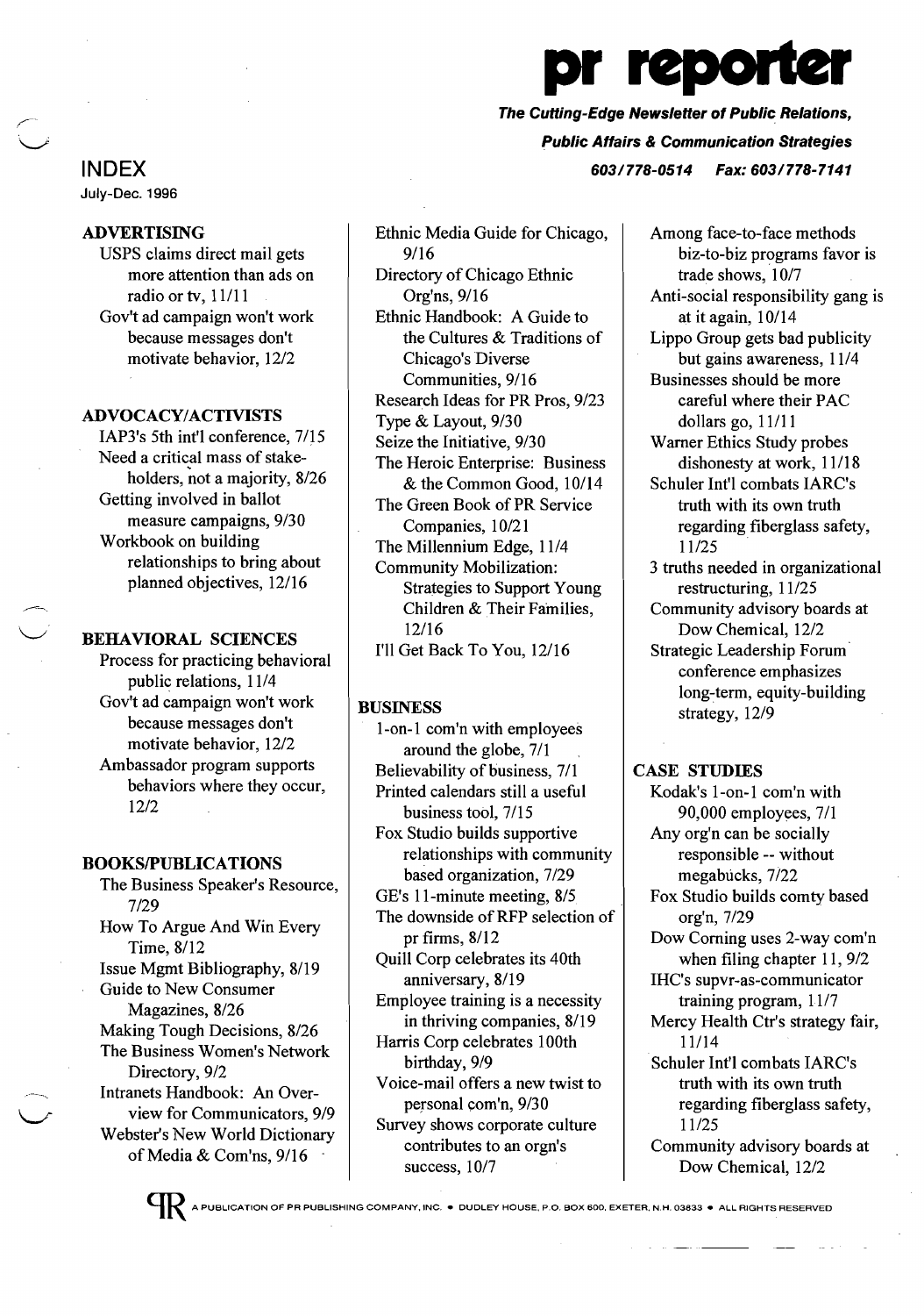# pr reporter

***The Cutting-Edge Newsletter of Public Relations, Public Affairs & Communication Strategies***

***603/778-0514 Fax: 603/778-7141***

## INDEX

July-Dec. 1996

### ADVERTISING

- USPS claims direct mail gets more attention than ads on radio or tv, 11/11
- Gov't ad campaign won't work because messages don't motivate behavior, 12/2

### ADVOCACY/ACTIVISTS

- IAP3's 5th int'l conference, 7/15
- Need a critical mass of stakeholders, not a majority, 8/26
- Getting involved in ballot measure campaigns, 9/30
- Workbook on building relationships to bring about planned objectives, 12/16

### BEHAVIORAL SCIENCES

- Process for practicing behavioral public relations, 11/4
- Gov't ad campaign won't work because messages don't motivate behavior, 12/2
- Ambassador program supports behaviors where they occur, 12/2

### BOOKS/PUBLICATIONS

- The Business Speaker's Resource, 7/29
- How To Argue And Win Every Time, 8/12
- Issue Mgmt Bibliography, 8/19
- Guide to New Consumer Magazines, 8/26
- Making Tough Decisions, 8/26
- The Business Women's Network Directory, 9/2
- Intranets Handbook: An Overview for Communicators, 9/9
- Webster's New World Dictionary of Media & Com'ns, 9/16
- Ethnic Media Guide for Chicago, 9/16
- Directory of Chicago Ethnic Org'ns, 9/16
- Ethnic Handbook: A Guide to the Cultures & Traditions of Chicago's Diverse Communities, 9/16
- Research Ideas for PR Pros, 9/23
- Type & Layout, 9/30
- Seize the Initiative, 9/30
- The Heroic Enterprise: Business & the Common Good, 10/14
- The Green Book of PR Service Companies, 10/21
- The Millennium Edge, 11/4
- Community Mobilization: Strategies to Support Young Children & Their Families, 12/16
- I'll Get Back To You, 12/16

### BUSINESS

- 1-on-1 com'n with employees around the globe, 7/1
- Believability of business, 7/1
- Printed calendars still a useful business tool, 7/15
- Fox Studio builds supportive relationships with community based organization, 7/29
- GE's 11-minute meeting, 8/5
- The downside of RFP selection of pr firms, 8/12
- Quill Corp celebrates its 40th anniversary, 8/19
- Employee training is a necessity in thriving companies, 8/19
- Harris Corp celebrates 100th birthday, 9/9
- Voice-mail offers a new twist to personal com'n, 9/30
- Survey shows corporate culture contributes to an orgn's success, 10/7
- Among face-to-face methods biz-to-biz programs favor is trade shows, 10/7
- Anti-social responsibility gang is at it again, 10/14
- Lippo Group gets bad publicity but gains awareness, 11/4
- Businesses should be more careful where their PAC dollars go, 11/11
- Warner Ethics Study probes dishonesty at work, 11/18
- Schuler Int'l combats IARC's truth with its own truth regarding fiberglass safety, 11/25
- 3 truths needed in organizational restructuring, 11/25
- Community advisory boards at Dow Chemical, 12/2
- Strategic Leadership Forum conference emphasizes long-term, equity-building strategy, 12/9

### CASE STUDIES

- Kodak's 1-on-1 com'n with 90,000 employees, 7/1
- Any org'n can be socially responsible -- without megabucks, 7/22
- Fox Studio builds comty based org'n, 7/29
- Dow Corning uses 2-way com'n when filing chapter 11, 9/2
- IHC's supvr-as-communicator training program, 11/7
- Mercy Health Ctr's strategy fair, 11/14
- Schuler Int'l combats IARC's truth with its own truth regarding fiberglass safety, 11/25
- Community advisory boards at Dow Chemical, 12/2

A PUBLICATION OF PR PUBLISHING COMPANY, INC. • DUDLEY HOUSE, P.O. BOX 600, EXETER, N.H. 03833 • ALL RIGHTS RESERVED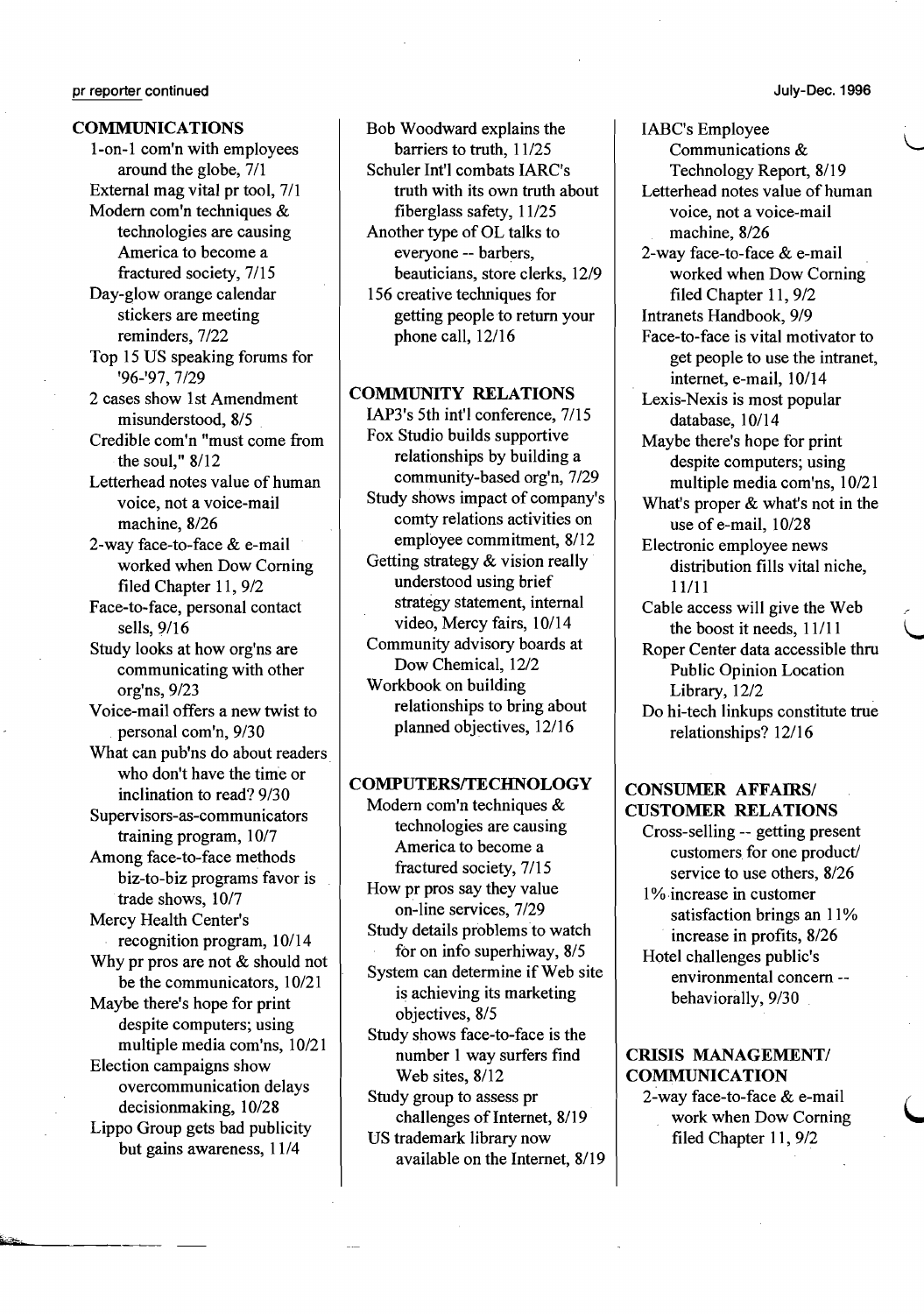## COMMUNICATIONS

- 1-on-1 com'n with employees around the globe, 7/1
- External mag vital pr tool, 7/1
- Modern com'n techniques & technologies are causing America to become a fractured society, 7/15
- Day-glow orange calendar stickers are meeting reminders, 7/22
- Top 15 US speaking forums for '96-'97, 7/29
- 2 cases show 1st Amendment misunderstood, 8/5
- Credible com'n "must come from the soul," 8/12
- Letterhead notes value of human voice, not a voice-mail machine, 8/26
- 2-way face-to-face & e-mail worked when Dow Corning filed Chapter 11, 9/2
- Face-to-face, personal contact sells, 9/16
- Study looks at how org'ns are communicating with other org'ns, 9/23
- Voice-mail offers a new twist to personal com'n, 9/30
- What can pub'ns do about readers who don't have the time or inclination to read? 9/30
- Supervisors-as-communicators training program, 10/7
- Among face-to-face methods biz-to-biz programs favor is trade shows, 10/7
- Mercy Health Center's recognition program, 10/14
- Why pr pros are not & should not be the communicators, 10/21
- Maybe there's hope for print despite computers; using multiple media com'ns, 10/21
- Election campaigns show overcommunication delays decisionmaking, 10/28
- Lippo Group gets bad publicity but gains awareness, 11/4
- Bob Woodward explains the barriers to truth, 11/25
- Schuler Int'l combats IARC's truth with its own truth about fiberglass safety, 11/25
- Another type of OL talks to everyone -- barbers, beauticians, store clerks, 12/9
- 156 creative techniques for getting people to return your phone call, 12/16

## COMMUNITY RELATIONS

- IAP3's 5th int'l conference, 7/15
- Fox Studio builds supportive relationships by building a community-based org'n, 7/29
- Study shows impact of company's comty relations activities on employee commitment, 8/12
- Getting strategy & vision really understood using brief strategy statement, internal video, Mercy fairs, 10/14
- Community advisory boards at Dow Chemical, 12/2
- Workbook on building relationships to bring about planned objectives, 12/16

## COMPUTERS/TECHNOLOGY

- Modern com'n techniques & technologies are causing America to become a fractured society, 7/15
- How pr pros say they value on-line services, 7/29
- Study details problems to watch for on info superhiway, 8/5
- System can determine if Web site is achieving its marketing objectives, 8/5
- Study shows face-to-face is the number 1 way surfers find Web sites, 8/12
- Study group to assess pr challenges of Internet, 8/19
- US trademark library now available on the Internet, 8/19
- IABC's Employee Communications & Technology Report, 8/19
- Letterhead notes value of human voice, not a voice-mail machine, 8/26
- 2-way face-to-face & e-mail worked when Dow Corning filed Chapter 11, 9/2
- Intranets Handbook, 9/9
- Face-to-face is vital motivator to get people to use the intranet, internet, e-mail, 10/14
- Lexis-Nexis is most popular database, 10/14
- Maybe there's hope for print despite computers; using multiple media com'ns, 10/21
- What's proper & what's not in the use of e-mail, 10/28
- Electronic employee news distribution fills vital niche, 11/11
- Cable access will give the Web the boost it needs, 11/11
- Roper Center data accessible thru Public Opinion Location Library, 12/2
- Do hi-tech linkups constitute true relationships? 12/16

## CONSUMER AFFAIRS/ CUSTOMER RELATIONS

- Cross-selling -- getting present customers for one product/ service to use others, 8/26
- 1% increase in customer satisfaction brings an 11% increase in profits, 8/26
- Hotel challenges public's environmental concern -- behaviorally, 9/30

## CRISIS MANAGEMENT/ COMMUNICATION

- 2-way face-to-face & e-mail work when Dow Corning filed Chapter 11, 9/2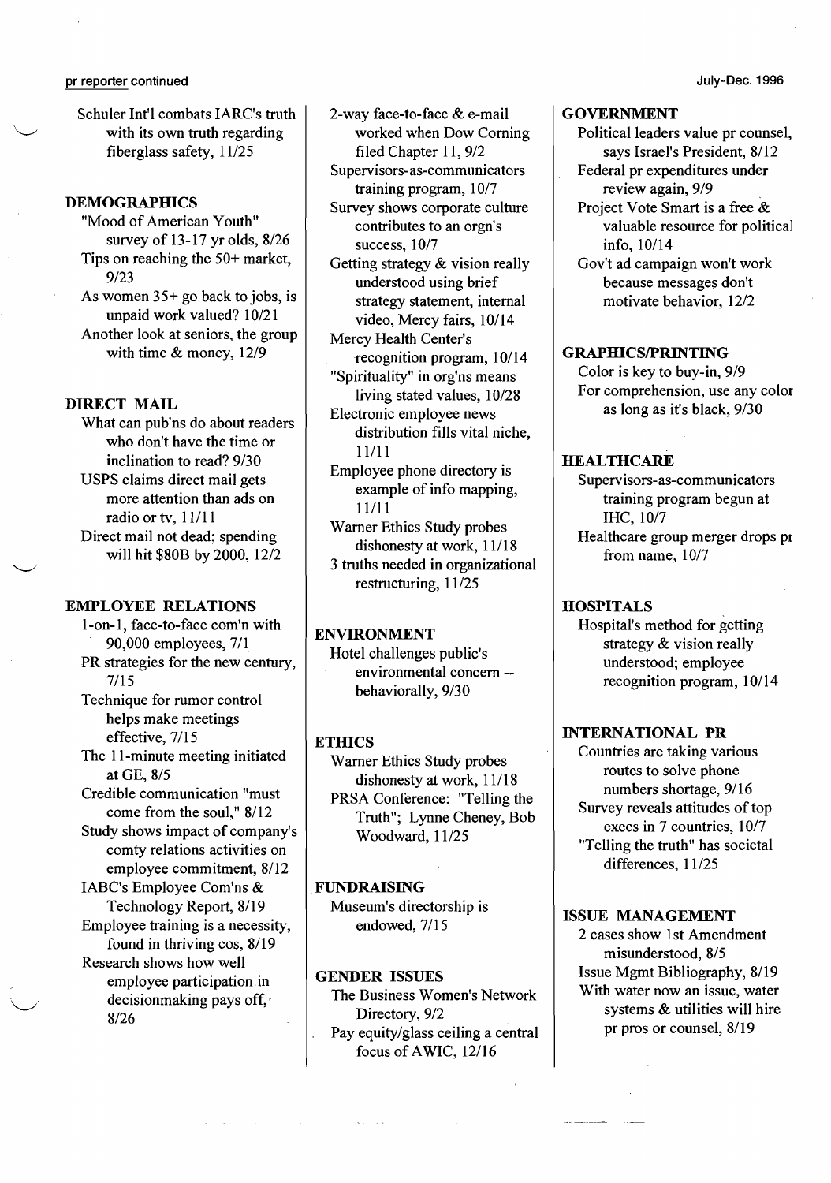Schuler Int'l combats IARC's truth with its own truth regarding fiberglass safety, 11/25

### DEMOGRAPHICS

"Mood of American Youth" survey of 13-17 yr olds, 8/26

Tips on reaching the 50+ market, 9/23

As women 35+ go back to jobs, is unpaid work valued? 10/21

Another look at seniors, the group with time & money, 12/9

### DIRECT MAIL

What can pub'ns do about readers who don't have the time or inclination to read? 9/30

USPS claims direct mail gets more attention than ads on radio or tv, 11/11

Direct mail not dead; spending will hit $80B by 2000, 12/2

### EMPLOYEE RELATIONS

1-on-1, face-to-face com'n with 90,000 employees, 7/1

PR strategies for the new century, 7/15

Technique for rumor control helps make meetings effective, 7/15

The 11-minute meeting initiated at GE, 8/5

Credible communication "must come from the soul," 8/12

Study shows impact of company's comty relations activities on employee commitment, 8/12

IABC's Employee Com'ns & Technology Report, 8/19

Employee training is a necessity, found in thriving cos, 8/19

Research shows how well employee participation in decisionmaking pays off, 8/26

2-way face-to-face & e-mail worked when Dow Corning filed Chapter 11, 9/2

Supervisors-as-communicators training program, 10/7

Survey shows corporate culture contributes to an orgn's success, 10/7

Getting strategy & vision really understood using brief strategy statement, internal video, Mercy fairs, 10/14

Mercy Health Center's recognition program, 10/14

"Spirituality" in org'ns means living stated values, 10/28

Electronic employee news distribution fills vital niche, 11/11

Employee phone directory is example of info mapping, 11/11

Warner Ethics Study probes dishonesty at work, 11/18

3 truths needed in organizational restructuring, 11/25

### ENVIRONMENT

Hotel challenges public's environmental concern -- behaviorally, 9/30

### ETHICS

Warner Ethics Study probes dishonesty at work, 11/18

PRSA Conference: "Telling the Truth"; Lynne Cheney, Bob Woodward, 11/25

### FUNDRAISING

Museum's directorship is endowed, 7/15

### GENDER ISSUES

The Business Women's Network Directory, 9/2

Pay equity/glass ceiling a central focus of AWIC, 12/16

### GOVERNMENT

Political leaders value pr counsel, says Israel's President, 8/12

Federal pr expenditures under review again, 9/9

Project Vote Smart is a free & valuable resource for political info, 10/14

Gov't ad campaign won't work because messages don't motivate behavior, 12/2

### GRAPHICS/PRINTING

Color is key to buy-in, 9/9

For comprehension, use any color as long as it's black, 9/30

### HEALTHCARE

Supervisors-as-communicators training program begun at IHC, 10/7

Healthcare group merger drops pr from name, 10/7

### HOSPITALS

Hospital's method for getting strategy & vision really understood; employee recognition program, 10/14

### INTERNATIONAL PR

Countries are taking various routes to solve phone numbers shortage, 9/16

Survey reveals attitudes of top execs in 7 countries, 10/7

"Telling the truth" has societal differences, 11/25

### ISSUE MANAGEMENT

2 cases show 1st Amendment misunderstood, 8/5

Issue Mgmt Bibliography, 8/19

With water now an issue, water systems & utilities will hire pr pros or counsel, 8/19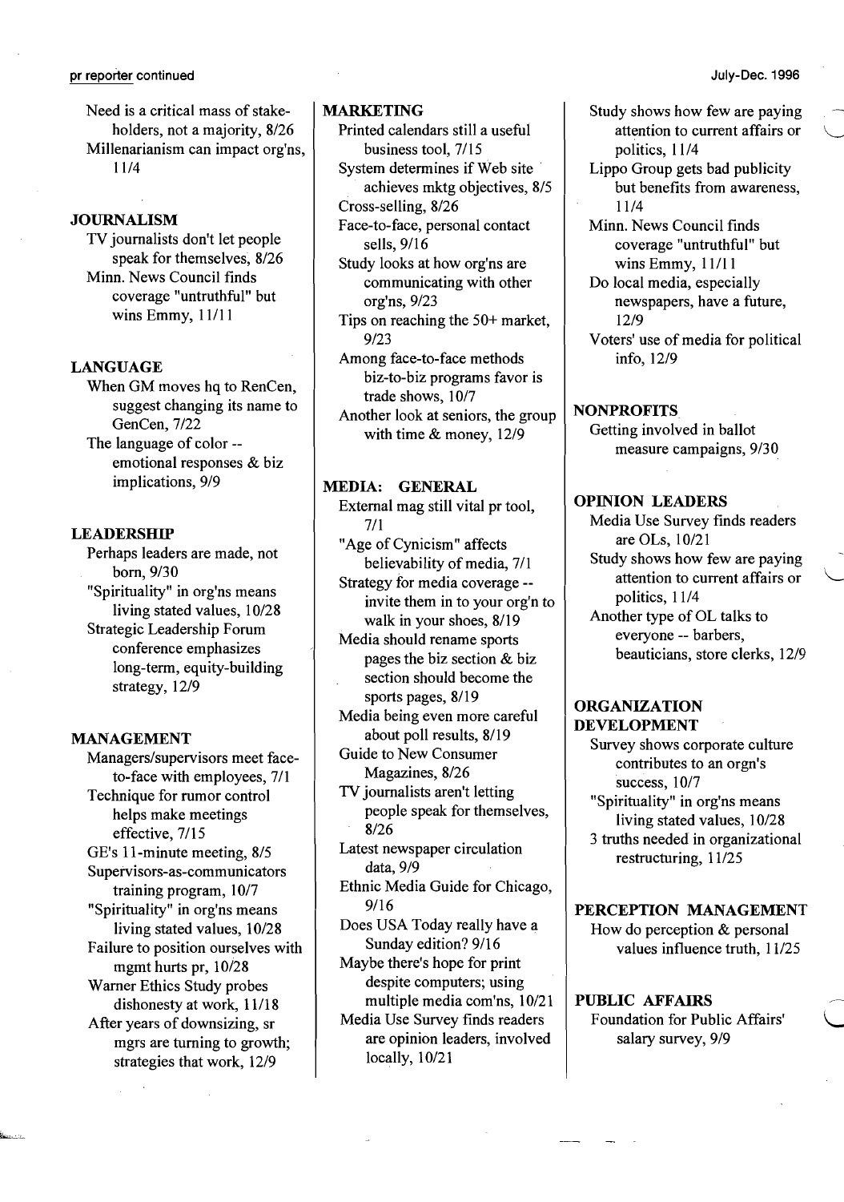Need is a critical mass of stakeholders, not a majority, 8/26

Millenarianism can impact org'ns, 11/4

## JOURNALISM

TV journalists don't let people speak for themselves, 8/26

Minn. News Council finds coverage "untruthful" but wins Emmy, 11/11

## LANGUAGE

When GM moves hq to RenCen, suggest changing its name to GenCen, 7/22

The language of color -- emotional responses & biz implications, 9/9

## LEADERSHIP

Perhaps leaders are made, not born, 9/30

"Spirituality" in org'ns means living stated values, 10/28

Strategic Leadership Forum conference emphasizes long-term, equity-building strategy, 12/9

## MANAGEMENT

Managers/supervisors meet face-to-face with employees, 7/1

Technique for rumor control helps make meetings effective, 7/15

GE's 11-minute meeting, 8/5

Supervisors-as-communicators training program, 10/7

"Spirituality" in org'ns means living stated values, 10/28

Failure to position ourselves with mgmt hurts pr, 10/28

Warner Ethics Study probes dishonesty at work, 11/18

After years of downsizing, sr mgrs are turning to growth; strategies that work, 12/9

## MARKETING

Printed calendars still a useful business tool, 7/15

System determines if Web site achieves mktg objectives, 8/5

Cross-selling, 8/26

Face-to-face, personal contact sells, 9/16

Study looks at how org'ns are communicating with other org'ns, 9/23

Tips on reaching the 50+ market, 9/23

Among face-to-face methods biz-to-biz programs favor is trade shows, 10/7

Another look at seniors, the group with time & money, 12/9

## MEDIA: GENERAL

External mag still vital pr tool, 7/1

"Age of Cynicism" affects believability of media, 7/1

Strategy for media coverage -- invite them in to your org'n to walk in your shoes, 8/19

Media should rename sports pages the biz section & biz section should become the sports pages, 8/19

Media being even more careful about poll results, 8/19

Guide to New Consumer Magazines, 8/26

TV journalists aren't letting people speak for themselves, 8/26

Latest newspaper circulation data, 9/9

Ethnic Media Guide for Chicago, 9/16

Does USA Today really have a Sunday edition? 9/16

Maybe there's hope for print despite computers; using multiple media com'ns, 10/21

Media Use Survey finds readers are opinion leaders, involved locally, 10/21

Study shows how few are paying attention to current affairs or politics, 11/4

Lippo Group gets bad publicity but benefits from awareness, 11/4

Minn. News Council finds coverage "untruthful" but wins Emmy, 11/11

Do local media, especially newspapers, have a future, 12/9

Voters' use of media for political info, 12/9

## NONPROFITS

Getting involved in ballot measure campaigns, 9/30

## OPINION LEADERS

Media Use Survey finds readers are OLs, 10/21

Study shows how few are paying attention to current affairs or politics, 11/4

Another type of OL talks to everyone -- barbers, beauticians, store clerks, 12/9

## ORGANIZATION DEVELOPMENT

Survey shows corporate culture contributes to an orgn's success, 10/7

"Spirituality" in org'ns means living stated values, 10/28

3 truths needed in organizational restructuring, 11/25

## PERCEPTION MANAGEMENT

How do perception & personal values influence truth, 11/25

## PUBLIC AFFAIRS

Foundation for Public Affairs' salary survey, 9/9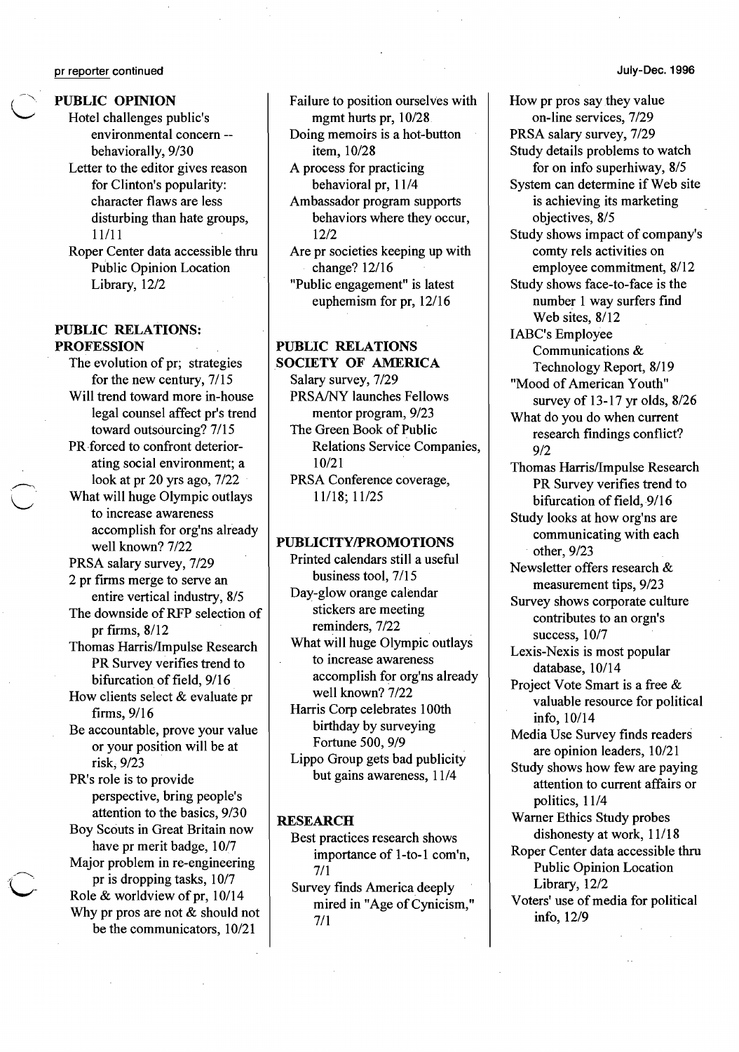## PUBLIC OPINION

- Hotel challenges public's environmental concern -- behaviorally, 9/30
- Letter to the editor gives reason for Clinton's popularity: character flaws are less disturbing than hate groups, 11/11
- Roper Center data accessible thru Public Opinion Location Library, 12/2

## PUBLIC RELATIONS: PROFESSION

- The evolution of pr; strategies for the new century, 7/15
- Will trend toward more in-house legal counsel affect pr's trend toward outsourcing? 7/15
- PR forced to confront deteriorating social environment; a look at pr 20 yrs ago, 7/22
- What will huge Olympic outlays to increase awareness accomplish for org'ns already well known? 7/22
- PRSA salary survey, 7/29
- 2 pr firms merge to serve an entire vertical industry, 8/5
- The downside of RFP selection of pr firms, 8/12
- Thomas Harris/Impulse Research PR Survey verifies trend to bifurcation of field, 9/16
- How clients select & evaluate pr firms, 9/16
- Be accountable, prove your value or your position will be at risk, 9/23
- PR's role is to provide perspective, bring people's attention to the basics, 9/30
- Boy Scouts in Great Britain now have pr merit badge, 10/7
- Major problem in re-engineering pr is dropping tasks, 10/7
- Role & worldview of pr, 10/14
- Why pr pros are not & should not be the communicators, 10/21
- Failure to position ourselves with mgmt hurts pr, 10/28
- Doing memoirs is a hot-button item, 10/28
- A process for practicing behavioral pr, 11/4
- Ambassador program supports behaviors where they occur, 12/2
- Are pr societies keeping up with change? 12/16
- "Public engagement" is latest euphemism for pr, 12/16

## PUBLIC RELATIONS SOCIETY OF AMERICA

- Salary survey, 7/29
- PRSA/NY launches Fellows mentor program, 9/23
- The Green Book of Public Relations Service Companies, 10/21
- PRSA Conference coverage, 11/18; 11/25

## PUBLICITY/PROMOTIONS

- Printed calendars still a useful business tool, 7/15
- Day-glow orange calendar stickers are meeting reminders, 7/22
- What will huge Olympic outlays to increase awareness accomplish for org'ns already well known? 7/22
- Harris Corp celebrates 100th birthday by surveying Fortune 500, 9/9
- Lippo Group gets bad publicity but gains awareness, 11/4

## RESEARCH

- Best practices research shows importance of 1-to-1 com'n, 7/1
- Survey finds America deeply mired in "Age of Cynicism," 7/1
- How pr pros say they value on-line services, 7/29
- PRSA salary survey, 7/29
- Study details problems to watch for on info superhiway, 8/5
- System can determine if Web site is achieving its marketing objectives, 8/5
- Study shows impact of company's comty rels activities on employee commitment, 8/12
- Study shows face-to-face is the number 1 way surfers find Web sites, 8/12
- IABC's Employee Communications & Technology Report, 8/19
- "Mood of American Youth" survey of 13-17 yr olds, 8/26
- What do you do when current research findings conflict? 9/2
- Thomas Harris/Impulse Research PR Survey verifies trend to bifurcation of field, 9/16
- Study looks at how org'ns are communicating with each other, 9/23
- Newsletter offers research & measurement tips, 9/23
- Survey shows corporate culture contributes to an orgn's success, 10/7
- Lexis-Nexis is most popular database, 10/14
- Project Vote Smart is a free & valuable resource for political info, 10/14
- Media Use Survey finds readers are opinion leaders, 10/21
- Study shows how few are paying attention to current affairs or politics, 11/4
- Warner Ethics Study probes dishonesty at work, 11/18
- Roper Center data accessible thru Public Opinion Location Library, 12/2
- Voters' use of media for political info, 12/9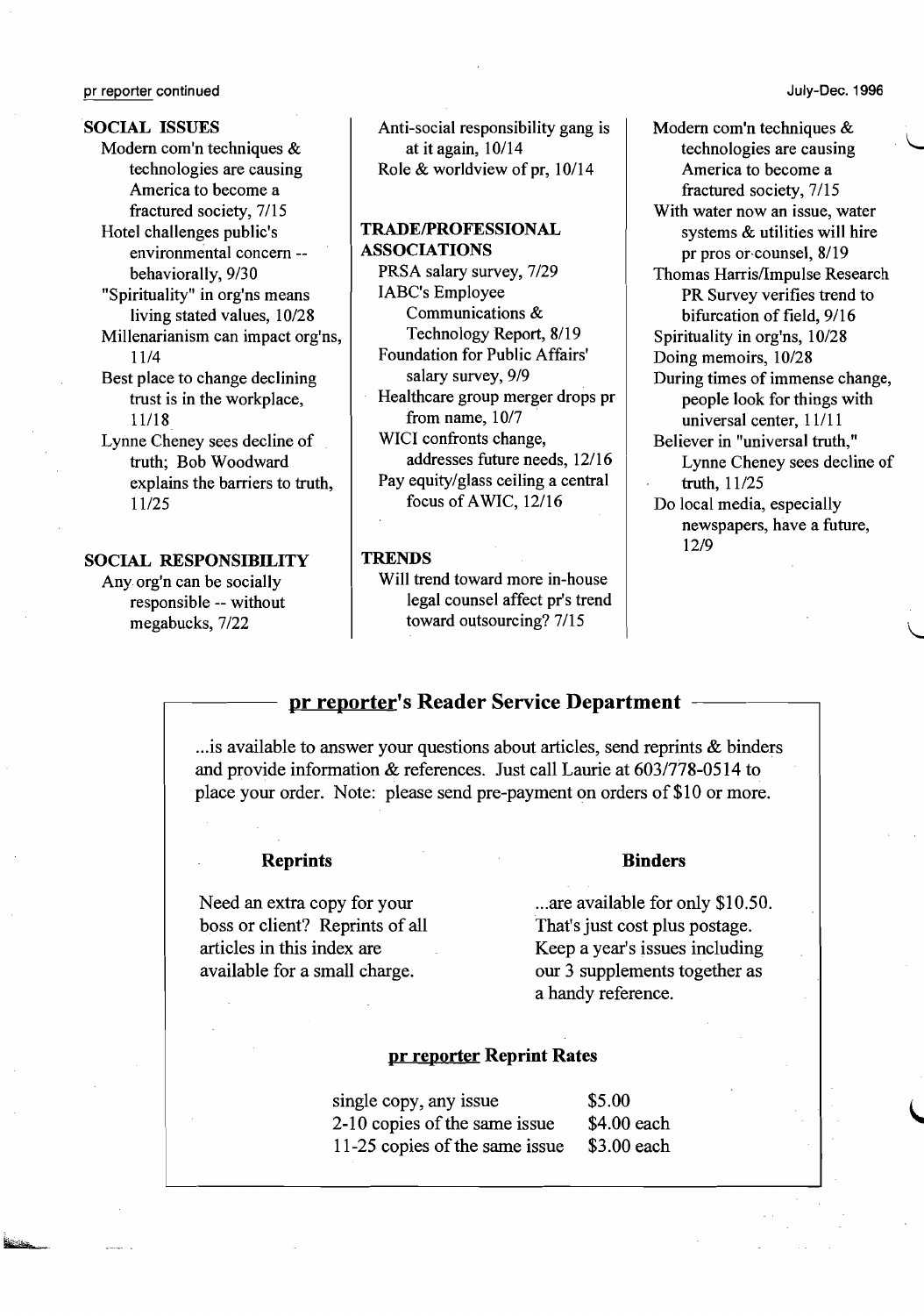## SOCIAL ISSUES

- Modern com'n techniques & technologies are causing America to become a fractured society, 7/15
- Hotel challenges public's environmental concern -- behaviorally, 9/30
- "Spirituality" in org'ns means living stated values, 10/28
- Millenarianism can impact org'ns, 11/4
- Best place to change declining trust is in the workplace, 11/18
- Lynne Cheney sees decline of truth; Bob Woodward explains the barriers to truth, 11/25

## SOCIAL RESPONSIBILITY

- Any org'n can be socially responsible -- without megabucks, 7/22
- Anti-social responsibility gang is at it again, 10/14
- Role & worldview of pr, 10/14

## TRADE/PROFESSIONAL ASSOCIATIONS

- PRSA salary survey, 7/29
- IABC's Employee Communications & Technology Report, 8/19
- Foundation for Public Affairs' salary survey, 9/9
- Healthcare group merger drops pr from name, 10/7
- WICI confronts change, addresses future needs, 12/16
- Pay equity/glass ceiling a central focus of AWIC, 12/16

## TRENDS

- Will trend toward more in-house legal counsel affect pr's trend toward outsourcing? 7/15
- Modern com'n techniques & technologies are causing America to become a fractured society, 7/15
- With water now an issue, water systems & utilities will hire pr pros or counsel, 8/19
- Thomas Harris/Impulse Research PR Survey verifies trend to bifurcation of field, 9/16
- Spirituality in org'ns, 10/28
- Doing memoirs, 10/28
- During times of immense change, people look for things with universal center, 11/11
- Believer in "universal truth," Lynne Cheney sees decline of truth, 11/25
- Do local media, especially newspapers, have a future, 12/9

---

## pr reporter's Reader Service Department

...is available to answer your questions about articles, send reprints & binders and provide information & references. Just call Laurie at 603/778-0514 to place your order. Note: please send pre-payment on orders of $10 or more.

### Reprints

Need an extra copy for your boss or client? Reprints of all articles in this index are available for a small charge.

### Binders

...are available for only $10.50. That's just cost plus postage. Keep a year's issues including our 3 supplements together as a handy reference.

### pr reporter Reprint Rates

| | |
|---|---|
| single copy, any issue | $5.00 |
| 2-10 copies of the same issue | $4.00 each |
| 11-25 copies of the same issue | $3.00 each |